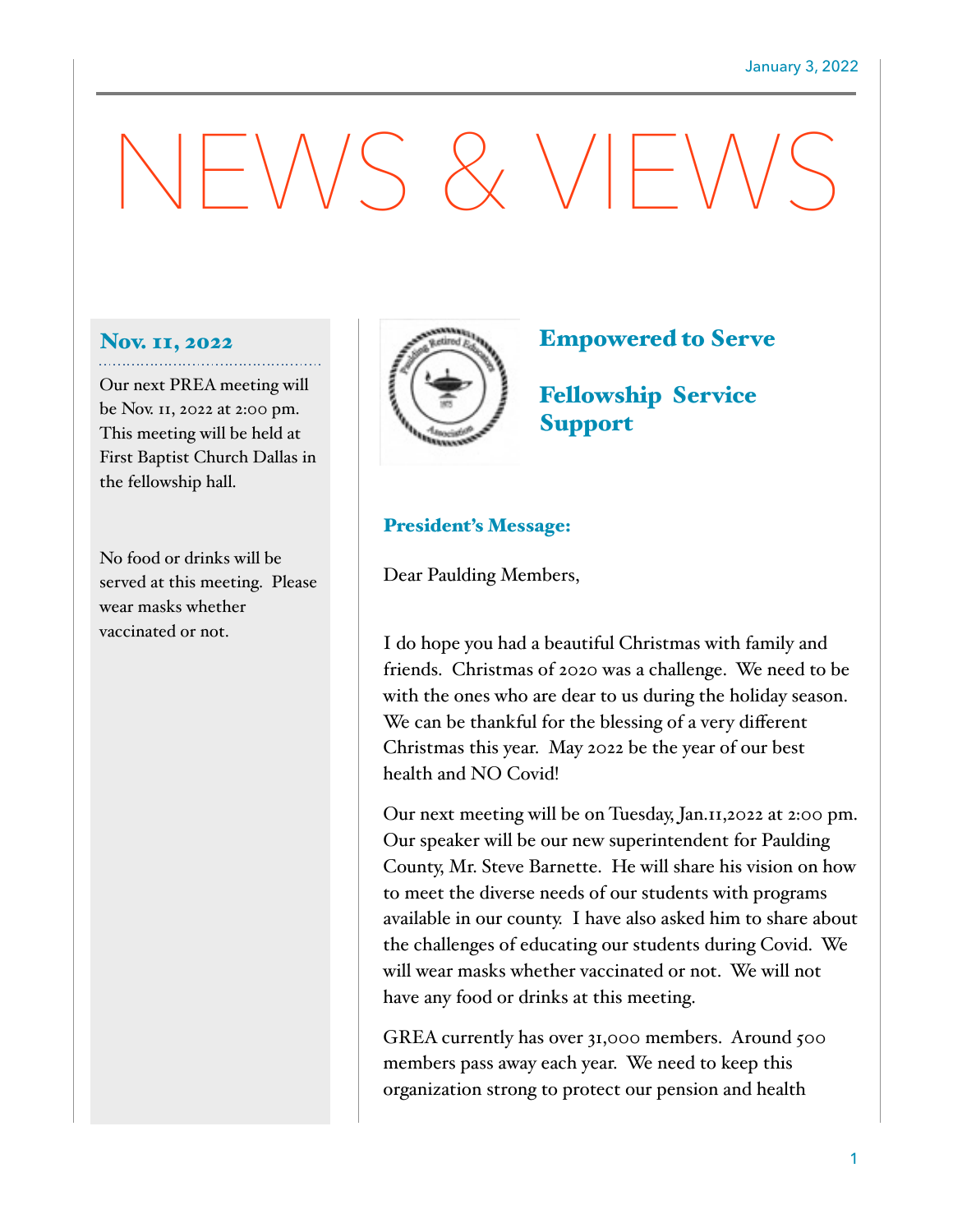January 3, 2022

# NEWS & VIEWS

## Nov. 11, 2022

Our next PREA meeting will be Nov. 11, 2022 at 2:00 pm. This meeting will be held at First Baptist Church Dallas in the fellowship hall.

No food or drinks will be served at this meeting. Please wear masks whether vaccinated or not.

## Empowered to Serve

## Fellowship Service Support

### President's Message:

Dear Paulding Members,

I do hope you had a beautiful Christmas with family and friends. Christmas of 2020 was a challenge. We need to be with the ones who are dear to us during the holiday season. We can be thankful for the blessing of a very different Christmas this year. May 2022 be the year of our best health and NO Covid!

Our next meeting will be on Tuesday, Jan.11,2022 at 2:00 pm. Our speaker will be our new superintendent for Paulding County, Mr. Steve Barnette. He will share his vision on how to meet the diverse needs of our students with programs available in our county. I have also asked him to share about the challenges of educating our students during Covid. We will wear masks whether vaccinated or not. We will not have any food or drinks at this meeting.

GREA currently has over 31,000 members. Around 500 members pass away each year. We need to keep this organization strong to protect our pension and health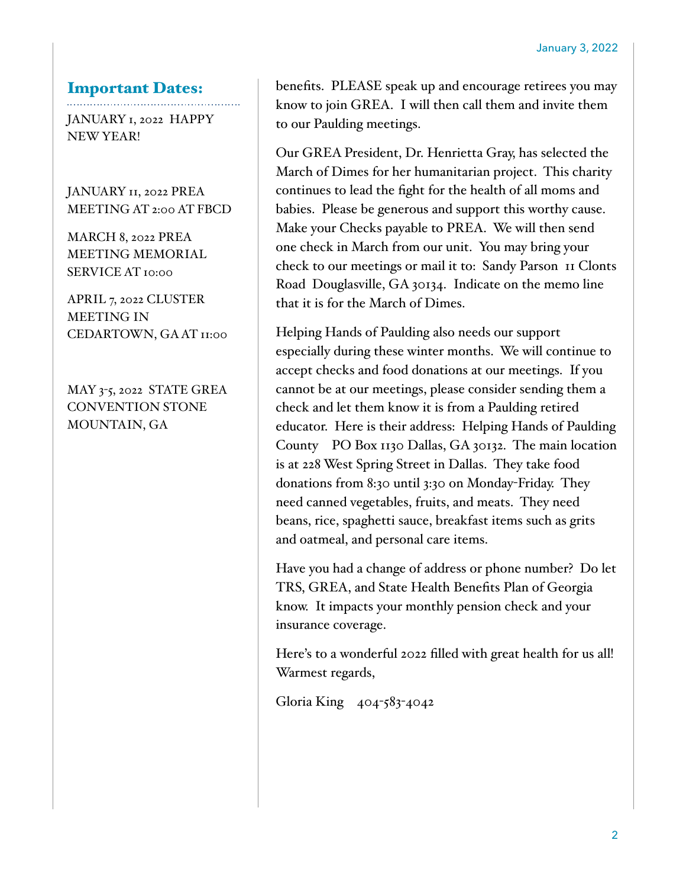## Important Dates:

JANUARY 1, 2022 HAPPY NEW YEAR!

JANUARY 11, 2022 PREA MEETING AT 2:00 AT FBCD

MARCH 8, 2022 PREA MEETING MEMORIAL SERVICE AT 10:00

APRIL 7, 2022 CLUSTER MEETING IN CEDARTOWN, GA AT 11:00

MAY 3-5, 2022 STATE GREA CONVENTION STONE MOUNTAIN, GA

benefits. PLEASE speak up and encourage retirees you may know to join GREA. I will then call them and invite them to our Paulding meetings.

Our GREA President, Dr. Henrietta Gray, has selected the March of Dimes for her humanitarian project. This charity continues to lead the fight for the health of all moms and babies. Please be generous and support this worthy cause. Make your Checks payable to PREA. We will then send one check in March from our unit. You may bring your check to our meetings or mail it to: Sandy Parson 11 Clonts Road Douglasville, GA 30134. Indicate on the memo line that it is for the March of Dimes.

Helping Hands of Paulding also needs our support especially during these winter months. We will continue to accept checks and food donations at our meetings. If you cannot be at our meetings, please consider sending them a check and let them know it is from a Paulding retired educator. Here is their address: Helping Hands of Paulding County PO Box 1130 Dallas, GA 30132. The main location is at 228 West Spring Street in Dallas. They take food donations from 8:30 until 3:30 on Monday-Friday. They need canned vegetables, fruits, and meats. They need beans, rice, spaghetti sauce, breakfast items such as grits and oatmeal, and personal care items.

Have you had a change of address or phone number? Do let TRS, GREA, and State Health Benefits Plan of Georgia know. It impacts your monthly pension check and your insurance coverage.

Here's to a wonderful 2022 filled with great health for us all!
Warmest regards,

Gloria King 404-583-4042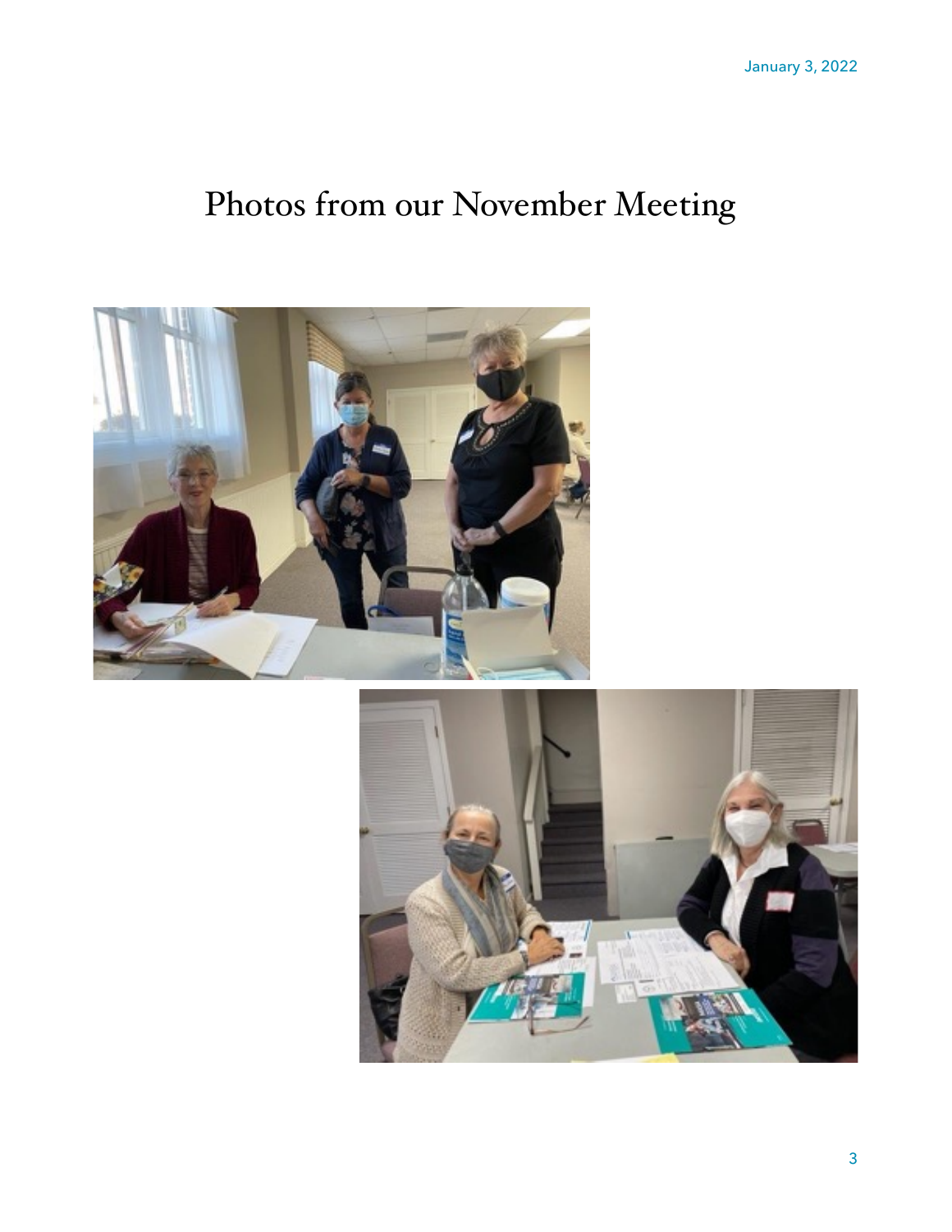# Photos from our November Meeting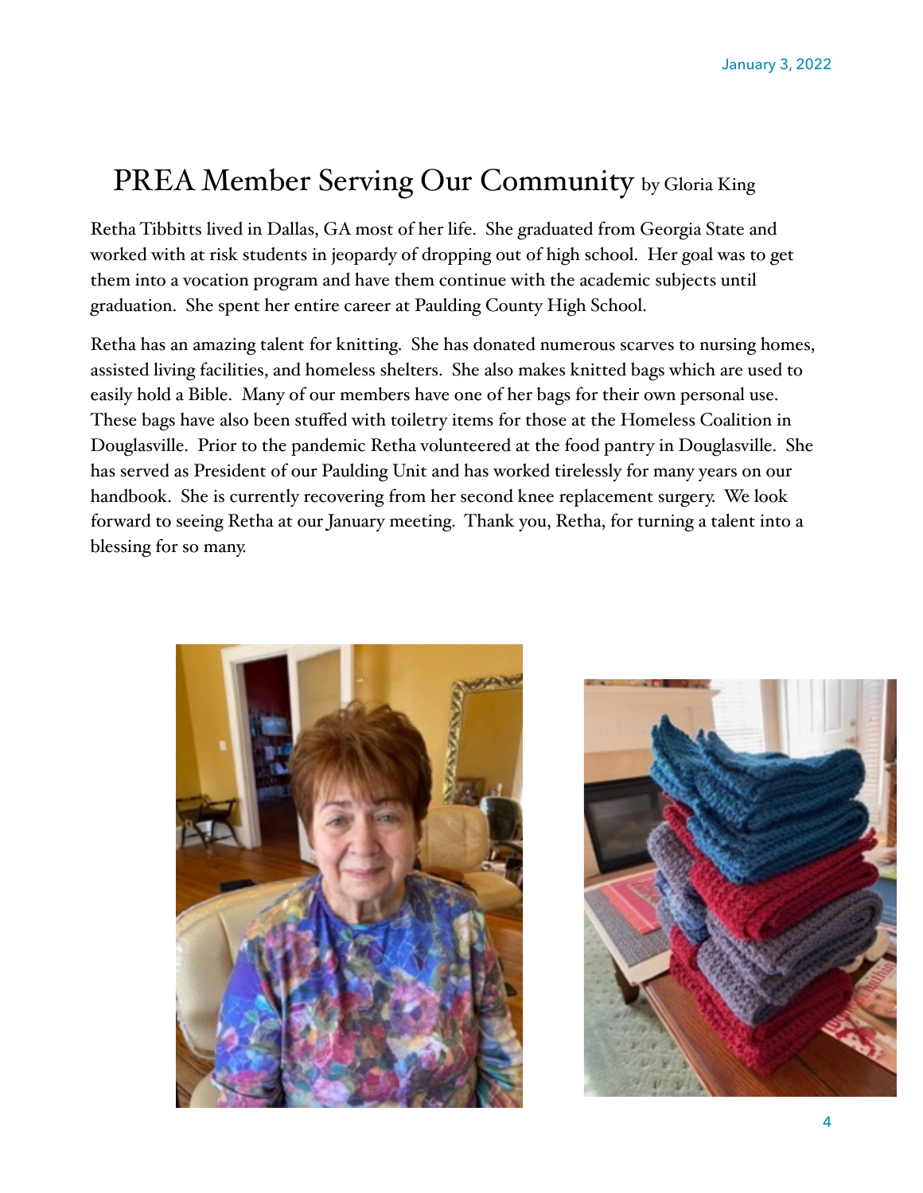# PREA Member Serving Our Community by Gloria King

Retha Tibbitts lived in Dallas, GA most of her life. She graduated from Georgia State and worked with at risk students in jeopardy of dropping out of high school. Her goal was to get them into a vocation program and have them continue with the academic subjects until graduation. She spent her entire career at Paulding County High School.

Retha has an amazing talent for knitting. She has donated numerous scarves to nursing homes, assisted living facilities, and homeless shelters. She also makes knitted bags which are used to easily hold a Bible. Many of our members have one of her bags for their own personal use. These bags have also been stuffed with toiletry items for those at the Homeless Coalition in Douglasville. Prior to the pandemic Retha volunteered at the food pantry in Douglasville. She has served as President of our Paulding Unit and has worked tirelessly for many years on our handbook. She is currently recovering from her second knee replacement surgery. We look forward to seeing Retha at our January meeting. Thank you, Retha, for turning a talent into a blessing for so many.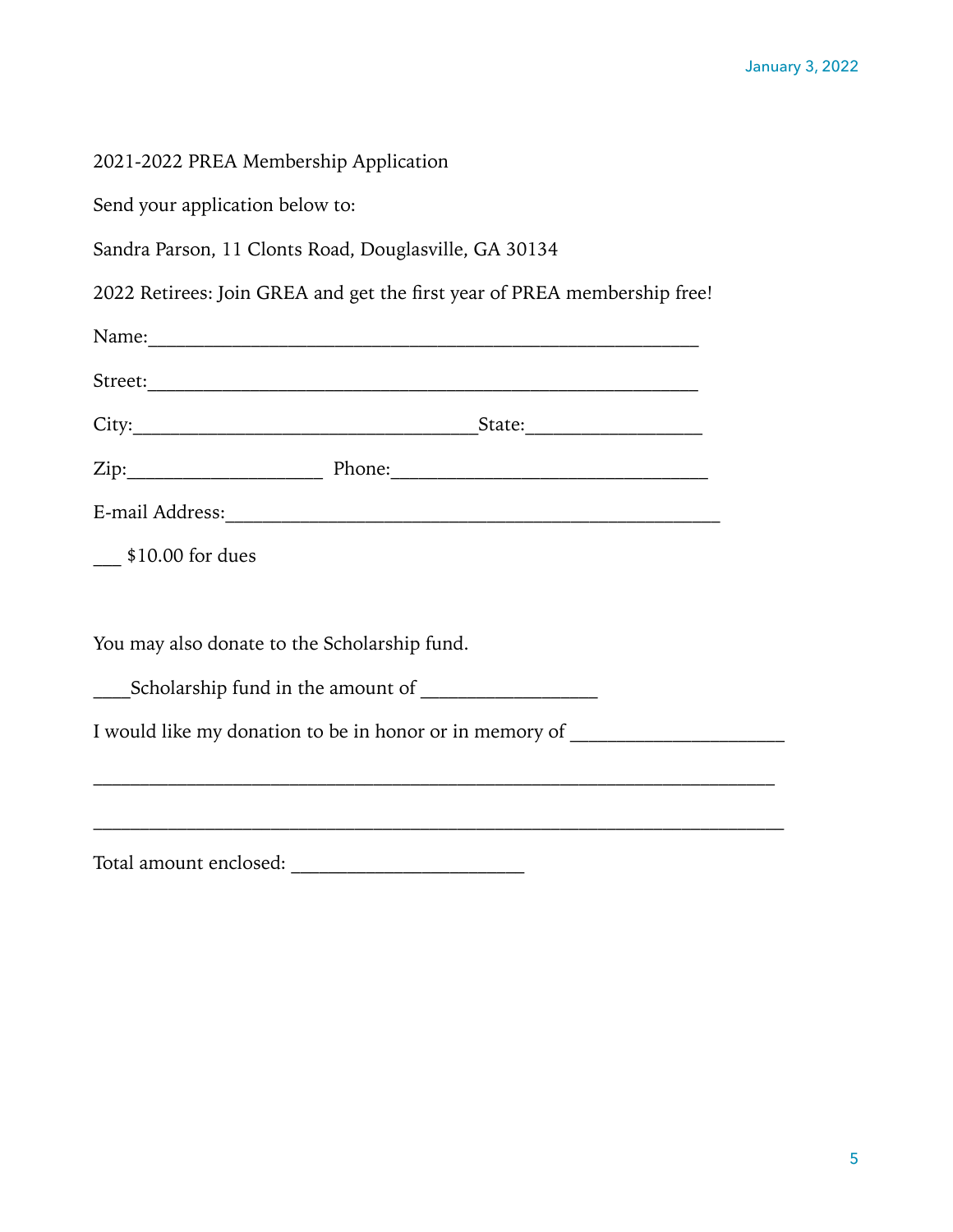2021-2022 PREA Membership Application

Send your application below to:

Sandra Parson, 11 Clonts Road, Douglasville, GA 30134

2022 Retirees: Join GREA and get the first year of PREA membership free!

Name:_____________________________________________________

Street:_____________________________________________________

City:_________________________________State:_________________

Zip:___________________ Phone:_______________________________

E-mail Address:________________________________________________

___ $10.00 for dues

You may also donate to the Scholarship fund.

____Scholarship fund in the amount of _________________

I would like my donation to be in honor or in memory of _____________________

__________________________________________________________________

__________________________________________________________________

Total amount enclosed: _______________________